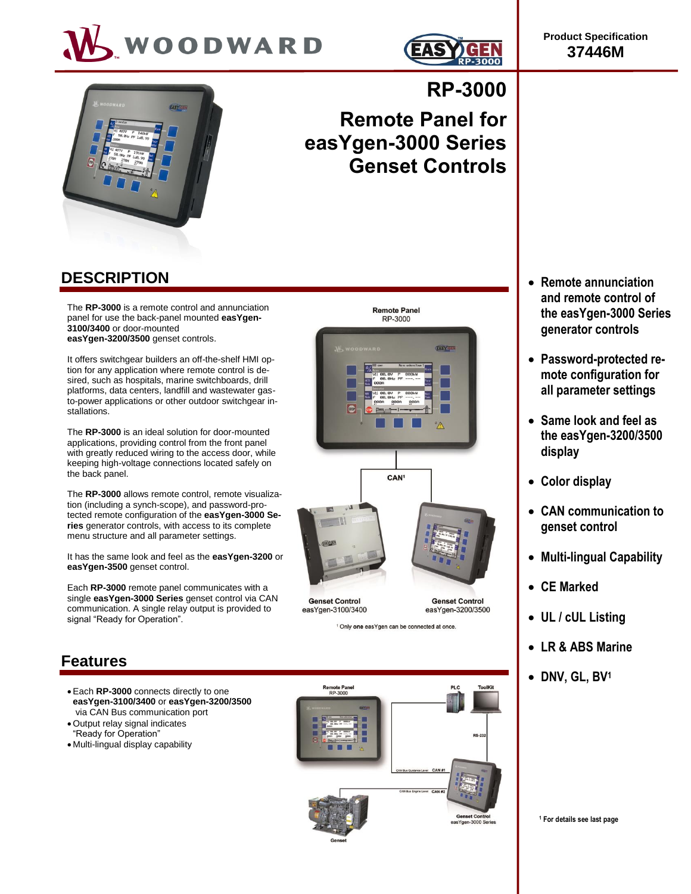Product Specification
**37446M**

# RP-3000

## Remote Panel for easYgen-3000 Series Genset Controls

## DESCRIPTION

The **RP-3000** is a remote control and annunciation panel for use the back-panel mounted **easYgen-3100/3400** or door-mounted **easYgen-3200/3500** genset controls.

It offers switchgear builders an off-the-shelf HMI option for any application where remote control is desired, such as hospitals, marine switchboards, drill platforms, data centers, landfill and wastewater gas-to-power applications or other outdoor switchgear installations.

The **RP-3000** is an ideal solution for door-mounted applications, providing control from the front panel with greatly reduced wiring to the access door, while keeping high-voltage connections located safely on the back panel.

The **RP-3000** allows remote control, remote visualization (including a synch-scope), and password-protected remote configuration of the **easYgen-3000 Series** generator controls, with access to its complete menu structure and all parameter settings.

It has the same look and feel as the **easYgen-3200** or **easYgen-3500** genset control.

Each **RP-3000** remote panel communicates with a single **easYgen-3000 Series** genset control via CAN communication. A single relay output is provided to signal "Ready for Operation".

Remote Panel
RP-3000

CAN[1]

Genset Control
easYgen-3100/3400

Genset Control
easYgen-3200/3500

[1] Only **one** easYgen can be connected at once.

## Features

- Each **RP-3000** connects directly to one **easYgen-3100/3400** or **easYgen-3200/3500** via CAN Bus communication port
- Output relay signal indicates "Ready for Operation"
- Multi-lingual display capability

Remote Panel
RP-3000

PLC

ToolKit

RS-232

CAN Bus Guidance Level CAN #1

CAN Bus Engine Level CAN #2

Genset Control
easYgen-3000 Series

Genset

- **Remote annunciation and remote control of the easYgen-3000 Series generator controls**
- **Password-protected remote configuration for all parameter settings**
- **Same look and feel as the easYgen-3200/3500 display**
- **Color display**
- **CAN communication to genset control**
- **Multi-lingual Capability**
- **CE Marked**
- **UL / cUL Listing**
- **LR & ABS Marine**
- **DNV, GL, BV[1]**

[1] For details see last page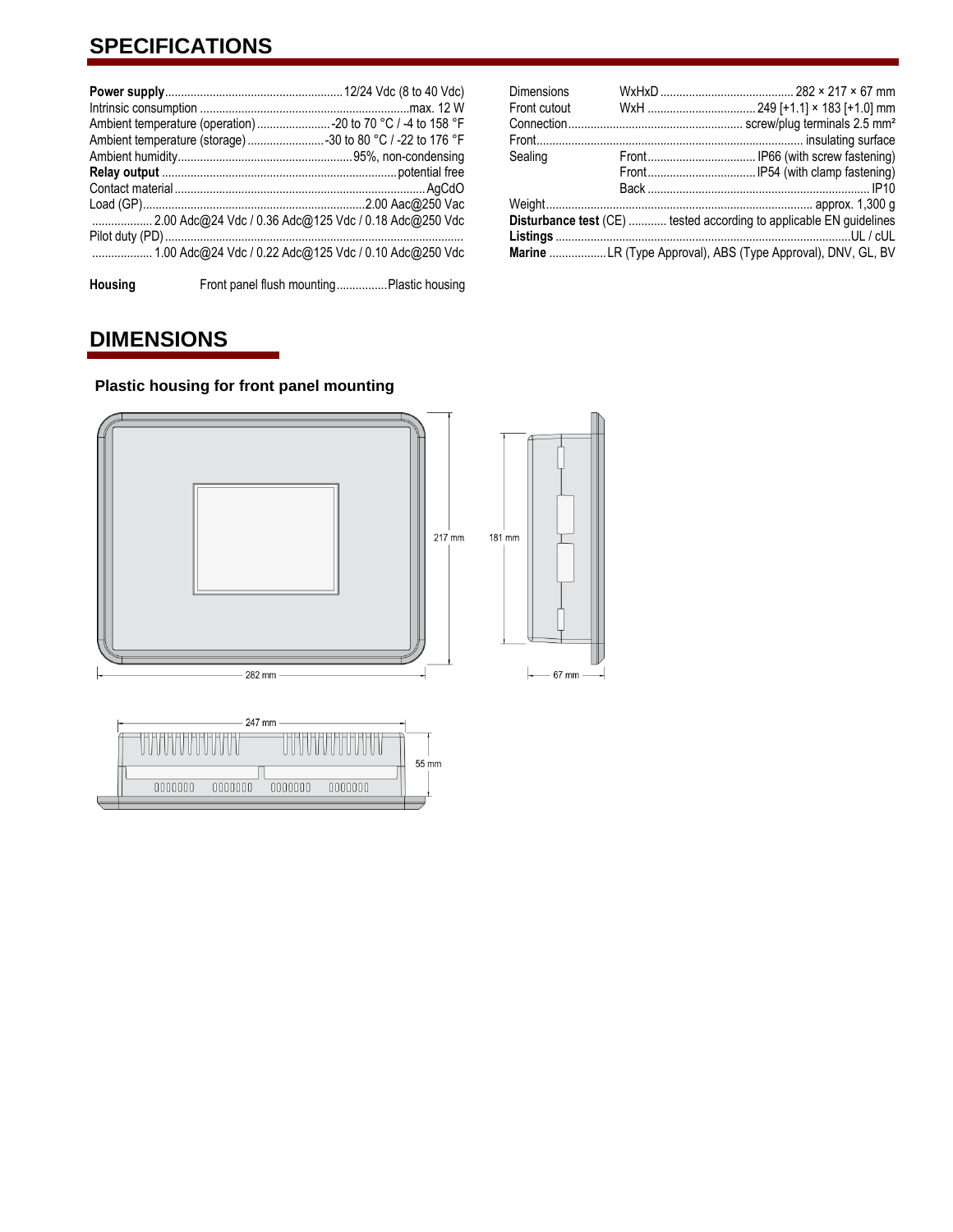## SPECIFICATIONS

| | |
|---|---|
| **Power supply** | 12/24 Vdc (8 to 40 Vdc) |
| Intrinsic consumption | max. 12 W |
| Ambient temperature (operation) | -20 to 70 °C / -4 to 158 °F |
| Ambient temperature (storage) | -30 to 80 °C / -22 to 176 °F |
| Ambient humidity | 95%, non-condensing |
| **Relay output** | potential free |
| Contact material | AgCdO |
| Load (GP) | 2.00 Aac@250 Vac |
| | 2.00 Adc@24 Vdc / 0.36 Adc@125 Vdc / 0.18 Adc@250 Vdc |
| Pilot duty (PD) | |
| | 1.00 Adc@24 Vdc / 0.22 Adc@125 Vdc / 0.10 Adc@250 Vdc |
| **Housing** | Front panel flush mounting ................ Plastic housing |
| Dimensions | WxHxD ................ 282 × 217 × 67 mm |
| Front cutout | WxH ................ 249 [+1.1] × 183 [+1.0] mm |
| Connection | screw/plug terminals 2.5 mm² |
| Front | insulating surface |
| Sealing | Front ................ IP66 (with screw fastening) |
| | Front ................ IP54 (with clamp fastening) |
| | Back ................ IP10 |
| Weight | approx. 1,300 g |
| **Disturbance test** (CE) | tested according to applicable EN guidelines |
| **Listings** | UL / cUL |
| **Marine** | LR (Type Approval), ABS (Type Approval), DNV, GL, BV |

## DIMENSIONS

### Plastic housing for front panel mounting

217 mm

282 mm

181 mm

67 mm

247 mm

55 mm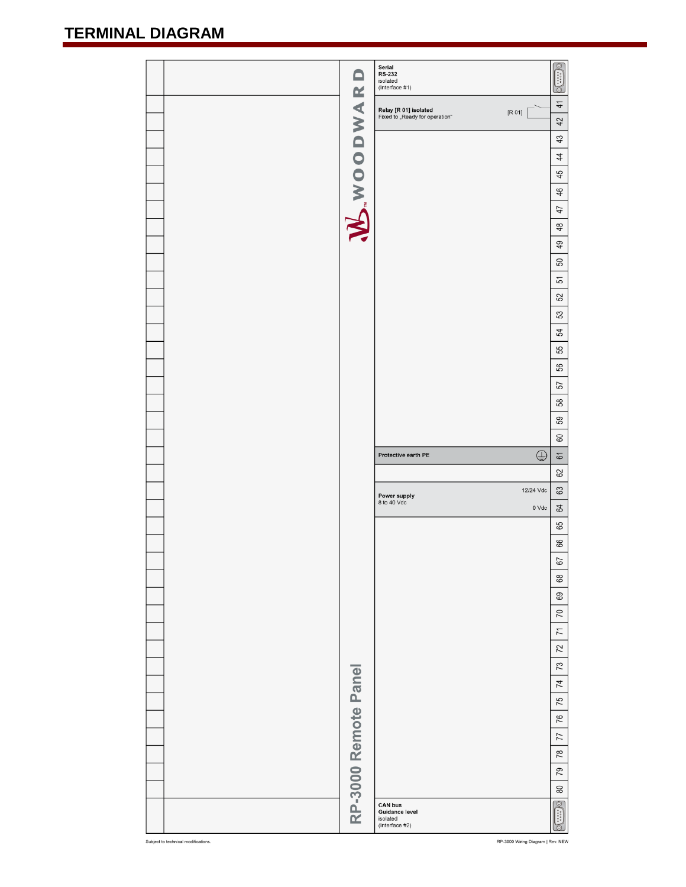# TERMINAL DIAGRAM

**RP-3000 Remote Panel**

WOODWARD

| Description | Terminal |
|---|---|
| **Serial RS-232** isolated (Interface #1) | |
| **Relay [R 01] isolated** Fixed to „Ready for operation" [R 01] | 41, 42 |
| | 43 |
| | 44 |
| | 45 |
| | 46 |
| | 47 |
| | 48 |
| | 49 |
| | 50 |
| | 51 |
| | 52 |
| | 53 |
| | 54 |
| | 55 |
| | 56 |
| | 57 |
| | 58 |
| | 59 |
| | 60 |
| **Protective earth PE** | 61 |
| | 62 |
| **Power supply** 8 to 40 Vdc — 12/24 Vdc | 63 |
| **Power supply** 8 to 40 Vdc — 0 Vdc | 64 |
| | 65 |
| | 66 |
| | 67 |
| | 68 |
| | 69 |
| | 70 |
| | 71 |
| | 72 |
| | 73 |
| | 74 |
| | 75 |
| | 76 |
| | 77 |
| | 78 |
| | 79 |
| | 80 |
| **CAN bus Guidance level** isolated (Interface #2) | |

Subject to technical modifications.

RP-3000 Wiring Diagram | Rev. NEW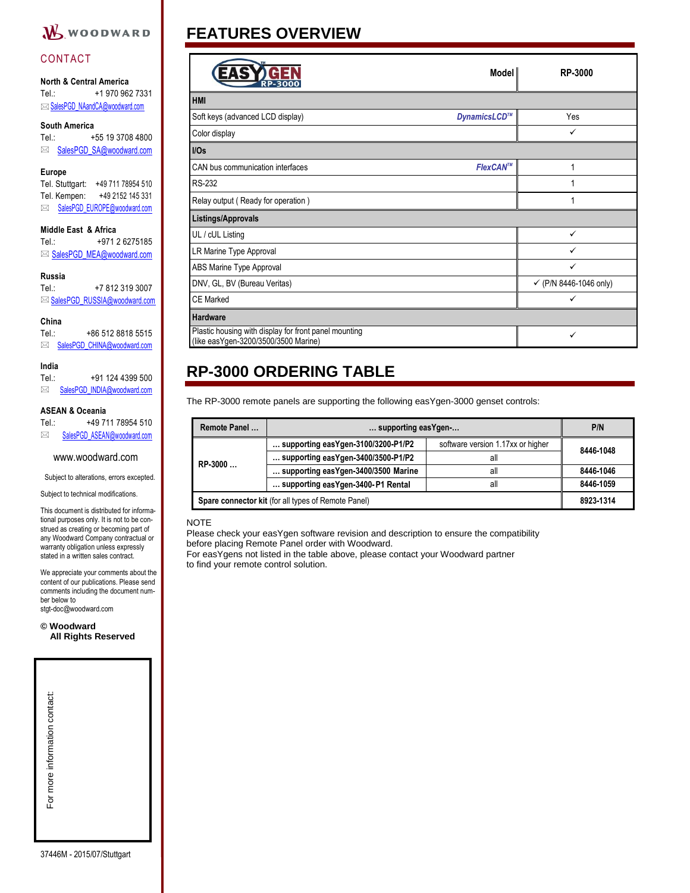# FEATURES OVERVIEW

| EASYGEN RP-3000 | Model | RP-3000 |
|---|---|---|
| **HMI** | | |
| Soft keys (advanced LCD display) | *DynamicsLCD™* | Yes |
| Color display | | ✓ |
| **I/Os** | | |
| CAN bus communication interfaces | *FlexCAN™* | 1 |
| RS-232 | | 1 |
| Relay output ( Ready for operation ) | | 1 |
| **Listings/Approvals** | | |
| UL / cUL Listing | | ✓ |
| LR Marine Type Approval | | ✓ |
| ABS Marine Type Approval | | ✓ |
| DNV, GL, BV (Bureau Veritas) | | ✓ (P/N 8446-1046 only) |
| CE Marked | | ✓ |
| **Hardware** | | |
| Plastic housing with display for front panel mounting (like easYgen-3200/3500/3500 Marine) | | ✓ |

# RP-3000 ORDERING TABLE

The RP-3000 remote panels are supporting the following easYgen-3000 genset controls:

| Remote Panel ... | ... supporting easYgen-... | | P/N |
|---|---|---|---|
| RP-3000 ... | ... supporting easYgen-3100/3200-P1/P2 | software version 1.17xx or higher | 8446-1048 |
| | ... supporting easYgen-3400/3500-P1/P2 | all | |
| | ... supporting easYgen-3400/3500 Marine | all | 8446-1046 |
| | ... supporting easYgen-3400-P1 Rental | all | 8446-1059 |
| **Spare connector kit** (for all types of Remote Panel) | | | 8923-1314 |

NOTE
Please check your easYgen software revision and description to ensure the compatibility before placing Remote Panel order with Woodward.
For easYgens not listed in the table above, please contact your Woodward partner to find your remote control solution.

WOODWARD

CONTACT

**North & Central America**
Tel.: +1 970 962 7331
SalesPGD_NAandCA@woodward.com

**South America**
Tel.: +55 19 3708 4800
SalesPGD_SA@woodward.com

**Europe**
Tel. Stuttgart: +49 711 78954 510
Tel. Kempen: +49 2152 145 331
SalesPGD_EUROPE@woodward.com

**Middle East & Africa**
Tel.: +971 2 6275185
SalesPGD_MEA@woodward.com

**Russia**
Tel.: +7 812 319 3007
SalesPGD_RUSSIA@woodward.com

**China**
Tel.: +86 512 8818 5515
SalesPGD_CHINA@woodward.com

**India**
Tel.: +91 124 4399 500
SalesPGD_INDIA@woodward.com

**ASEAN & Oceania**
Tel.: +49 711 78954 510
SalesPGD_ASEAN@woodward.com

www.woodward.com

Subject to alterations, errors excepted.

Subject to technical modifications.

This document is distributed for informational purposes only. It is not to be construed as creating or becoming part of any Woodward Company contractual or warranty obligation unless expressly stated in a written sales contract.

We appreciate your comments about the content of our publications. Please send comments including the document number below to stgt-doc@woodward.com

**© Woodward**
**All Rights Reserved**

For more information contact:

37446M - 2015/07/Stuttgart